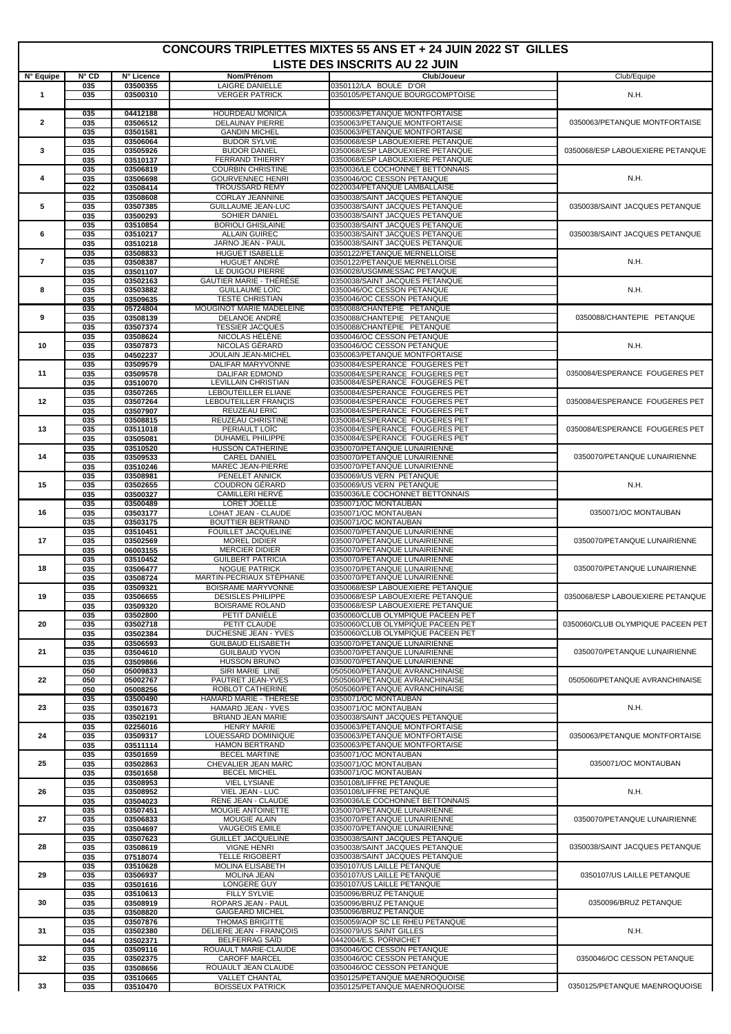# CONCOURS TRIPLETTES MIXTES 55 ANS ET + 24 JUIN 2022 ST GILLES

## LISTE DES INSCRITS AU 22 JUIN

| N° Equipe | N° CD | N° Licence | Nom/Prénom | Club/Joueur | Club/Equipe |
|---|---|---|---|---|---|
| 1 | 035 | 03500355 | LAIGRE DANIELLE | 0350112/LA BOULE D'OR | N.H. |
| | 035 | 03500310 | VERGER PATRICK | 0350105/PETANQUE BOURGCOMPTOISE | |
| | | | | | |
| 2 | 035 | 04412188 | HOURDEAU MONICA | 0350063/PETANQUE MONTFORTAISE | 0350063/PETANQUE MONTFORTAISE |
| | 035 | 03506512 | DELAUNAY PIERRE | 0350063/PETANQUE MONTFORTAISE | |
| | 035 | 03501581 | GANDIN MICHEL | 0350063/PETANQUE MONTFORTAISE | |
| 3 | 035 | 03506064 | BUDOR SYLVIE | 0350068/ESP LABOUEXIERE PETANQUE | 0350068/ESP LABOUEXIERE PETANQUE |
| | 035 | 03505926 | BUDOR DANIEL | 0350068/ESP LABOUEXIERE PETANQUE | |
| | 035 | 03510137 | FERRAND THIERRY | 0350068/ESP LABOUEXIERE PETANQUE | |
| 4 | 035 | 03506819 | COURBIN CHRISTINE | 0350036/LE COCHONNET BETTONNAIS | N.H. |
| | 035 | 03506698 | GOURVENNEC HENRI | 0350046/OC CESSON PETANQUE | |
| | 022 | 03508414 | TROUSSARD REMY | 0220034/PETANQUE LAMBALLAISE | |
| 5 | 035 | 03508608 | CORLAY JEANNINE | 0350038/SAINT JACQUES PETANQUE | 0350038/SAINT JACQUES PETANQUE |
| | 035 | 03507385 | GUILLAUME JEAN-LUC | 0350038/SAINT JACQUES PETANQUE | |
| | 035 | 03500293 | SOHIER DANIEL | 0350038/SAINT JACQUES PETANQUE | |
| 6 | 035 | 03510854 | BORIOLI GHISLAINE | 0350038/SAINT JACQUES PETANQUE | 0350038/SAINT JACQUES PETANQUE |
| | 035 | 03510217 | ALLAIN GUIREC | 0350038/SAINT JACQUES PETANQUE | |
| | 035 | 03510218 | JARNO JEAN - PAUL | 0350038/SAINT JACQUES PETANQUE | |
| 7 | 035 | 03508833 | HUGUET ISABELLE | 0350122/PETANQUE MERNELLOISE | N.H. |
| | 035 | 03508387 | HUGUET ANDRÉ | 0350122/PETANQUE MERNELLOISE | |
| | 035 | 03501107 | LE DUIGOU PIERRE | 0350028/USGMMESSAC PETANQUE | |
| 8 | 035 | 03502163 | GAUTIER MARIE - THÉRÈSE | 0350038/SAINT JACQUES PETANQUE | N.H. |
| | 035 | 03503882 | GUILLAUME LOÏC | 0350046/OC CESSON PETANQUE | |
| | 035 | 03509635 | TESTE CHRISTIAN | 0350046/OC CESSON PETANQUE | |
| 9 | 035 | 05724804 | MOUGINOT MARIE MADELEINE | 0350088/CHANTEPIE PETANQUE | 0350088/CHANTEPIE PETANQUE |
| | 035 | 03508139 | DELANOE ANDRÉ | 0350088/CHANTEPIE PETANQUE | |
| | 035 | 03507374 | TESSIER JACQUES | 0350088/CHANTEPIE PETANQUE | |
| 10 | 035 | 03508624 | NICOLAS HÉLÈNE | 0350046/OC CESSON PETANQUE | N.H. |
| | 035 | 03507873 | NICOLAS GÉRARD | 0350046/OC CESSON PETANQUE | |
| | 035 | 04502237 | JOULAIN JEAN-MICHEL | 0350063/PETANQUE MONTFORTAISE | |
| 11 | 035 | 03509579 | DALIFAR MARYVONNE | 0350084/ESPERANCE FOUGERES PET | 0350084/ESPERANCE FOUGERES PET |
| | 035 | 03509578 | DALIFAR EDMOND | 0350084/ESPERANCE FOUGERES PET | |
| | 035 | 03510070 | LEVILLAIN CHRISTIAN | 0350084/ESPERANCE FOUGERES PET | |
| 12 | 035 | 03507265 | LEBOUTEILLER ELIANE | 0350084/ESPERANCE FOUGERES PET | 0350084/ESPERANCE FOUGERES PET |
| | 035 | 03507264 | LEBOUTEILLER FRANÇIS | 0350084/ESPERANCE FOUGERES PET | |
| | 035 | 03507907 | REUZEAU ERIC | 0350084/ESPERANCE FOUGERES PET | |
| 13 | 035 | 03508815 | REUZEAU CHRISTINE | 0350084/ESPERANCE FOUGERES PET | 0350084/ESPERANCE FOUGERES PET |
| | 035 | 03511018 | PERIAULT LOÏC | 0350084/ESPERANCE FOUGERES PET | |
| | 035 | 03505081 | DUHAMEL PHILIPPE | 0350084/ESPERANCE FOUGERES PET | |
| 14 | 035 | 03510520 | HUSSON CATHERINE | 0350070/PETANQUE LUNAIRIENNE | 0350070/PETANQUE LUNAIRIENNE |
| | 035 | 03509533 | CAREL DANIEL | 0350070/PETANQUE LUNAIRIENNE | |
| | 035 | 03510246 | MAREC JEAN-PIERRE | 0350070/PETANQUE LUNAIRIENNE | |
| 15 | 035 | 03508981 | PENELET ANNICK | 0350069/US VERN PETANQUE | N.H. |
| | 035 | 03502655 | COUDRON GÉRARD | 0350069/US VERN PETANQUE | |
| | 035 | 03500327 | CAMILLERI HERVÉ | 0350036/LE COCHONNET BETTONNAIS | |
| 16 | 035 | 03500489 | LORET JOELLE | 0350071/OC MONTAUBAN | 0350071/OC MONTAUBAN |
| | 035 | 03503177 | LOHAT JEAN - CLAUDE | 0350071/OC MONTAUBAN | |
| | 035 | 03503175 | BOUTTIER BERTRAND | 0350071/OC MONTAUBAN | |
| 17 | 035 | 03510451 | FOUILLET JACQUELINE | 0350070/PETANQUE LUNAIRIENNE | 0350070/PETANQUE LUNAIRIENNE |
| | 035 | 03502569 | MOREL DIDIER | 0350070/PETANQUE LUNAIRIENNE | |
| | 035 | 06003155 | MERCIER DIDIER | 0350070/PETANQUE LUNAIRIENNE | |
| 18 | 035 | 03510452 | GUILBERT PATRICIA | 0350070/PETANQUE LUNAIRIENNE | 0350070/PETANQUE LUNAIRIENNE |
| | 035 | 03506477 | NOGUE PATRICK | 0350070/PETANQUE LUNAIRIENNE | |
| | 035 | 03508724 | MARTIN-PECRIAUX STÉPHANE | 0350070/PETANQUE LUNAIRIENNE | |
| 19 | 035 | 03509321 | BOISRAME MARYVONNE | 0350068/ESP LABOUEXIERE PETANQUE | 0350068/ESP LABOUEXIERE PETANQUE |
| | 035 | 03506655 | DESISLES PHILIPPE | 0350068/ESP LABOUEXIERE PETANQUE | |
| | 035 | 03509320 | BOISRAME ROLAND | 0350068/ESP LABOUEXIERE PETANQUE | |
| 20 | 035 | 03502800 | PETIT DANIÈLE | 0350060/CLUB OLYMPIQUE PACEEN PET | 0350060/CLUB OLYMPIQUE PACEEN PET |
| | 035 | 03502718 | PETIT CLAUDE | 0350060/CLUB OLYMPIQUE PACEEN PET | |
| | 035 | 03502384 | DUCHESNE JEAN - YVES | 0350060/CLUB OLYMPIQUE PACEEN PET | |
| 21 | 035 | 03506593 | GUILBAUD ELISABETH | 0350070/PETANQUE LUNAIRIENNE | 0350070/PETANQUE LUNAIRIENNE |
| | 035 | 03504610 | GUILBAUD YVON | 0350070/PETANQUE LUNAIRIENNE | |
| | 035 | 03509866 | HUSSON BRUNO | 0350070/PETANQUE LUNAIRIENNE | |
| 22 | 050 | 05009833 | SIRI MARIE LINE | 0505060/PETANQUE AVRANCHINAISE | 0505060/PETANQUE AVRANCHINAISE |
| | 050 | 05002767 | PAUTRET JEAN-YVES | 0505060/PETANQUE AVRANCHINAISE | |
| | 050 | 05008256 | ROBLOT CATHERINE | 0505060/PETANQUE AVRANCHINAISE | |
| 23 | 035 | 03500490 | HAMARD MARIE - THÉRÈSE | 0350071/OC MONTAUBAN | N.H. |
| | 035 | 03501673 | HAMARD JEAN - YVES | 0350071/OC MONTAUBAN | |
| | 035 | 03502191 | BRIAND JEAN MARIE | 0350038/SAINT JACQUES PETANQUE | |
| 24 | 035 | 02256016 | HENRY MARIE | 0350063/PETANQUE MONTFORTAISE | 0350063/PETANQUE MONTFORTAISE |
| | 035 | 03509317 | LOUESSARD DOMINIQUE | 0350063/PETANQUE MONTFORTAISE | |
| | 035 | 03511114 | HAMON BERTRAND | 0350063/PETANQUE MONTFORTAISE | |
| 25 | 035 | 03501659 | BECEL MARTINE | 0350071/OC MONTAUBAN | 0350071/OC MONTAUBAN |
| | 035 | 03502863 | CHEVALIER JEAN MARC | 0350071/OC MONTAUBAN | |
| | 035 | 03501658 | BECEL MICHEL | 0350071/OC MONTAUBAN | |
| 26 | 035 | 03508953 | VIEL LYSIANE | 0350108/LIFFRE PETANQUE | N.H. |
| | 035 | 03508952 | VIEL JEAN - LUC | 0350108/LIFFRE PETANQUE | |
| | 035 | 03504023 | RENE JEAN - CLAUDE | 0350036/LE COCHONNET BETTONNAIS | |
| 27 | 035 | 03507451 | MOUGIE ANTOINETTE | 0350070/PETANQUE LUNAIRIENNE | 0350070/PETANQUE LUNAIRIENNE |
| | 035 | 03506833 | MOUGIE ALAIN | 0350070/PETANQUE LUNAIRIENNE | |
| | 035 | 03504697 | VAUGEOIS EMILE | 0350070/PETANQUE LUNAIRIENNE | |
| 28 | 035 | 03507623 | GUILLET JACQUELINE | 0350038/SAINT JACQUES PETANQUE | 0350038/SAINT JACQUES PETANQUE |
| | 035 | 03508619 | VIGNE HENRI | 0350038/SAINT JACQUES PETANQUE | |
| | 035 | 07518074 | TELLE RIGOBERT | 0350038/SAINT JACQUES PETANQUE | |
| 29 | 035 | 03510628 | MOLINA ELISABETH | 0350107/US LAILLE PETANQUE | 0350107/US LAILLE PETANQUE |
| | 035 | 03506937 | MOLINA JEAN | 0350107/US LAILLE PETANQUE | |
| | 035 | 03501616 | LONGERE GUY | 0350107/US LAILLE PETANQUE | |
| 30 | 035 | 03510613 | FILLY SYLVIE | 0350096/BRUZ PETANQUE | 0350096/BRUZ PETANQUE |
| | 035 | 03508919 | ROPARS JEAN - PAUL | 0350096/BRUZ PETANQUE | |
| | 035 | 03508820 | GAIGEARD MICHEL | 0350096/BRUZ PETANQUE | |
| 31 | 035 | 03507876 | THOMAS BRIGITTE | 0350059/AOP SC LE RHEU PETANQUE | N.H. |
| | 035 | 03502380 | DELIERE JEAN - FRANÇOIS | 0350079/US SAINT GILLES | |
| | 044 | 03502371 | BELFERRAG SAÏD | 0442004/E.S. PORNICHET | |
| 32 | 035 | 03509116 | ROUAULT MARIE-CLAUDE | 0350046/OC CESSON PETANQUE | 0350046/OC CESSON PETANQUE |
| | 035 | 03502375 | CAROFF MARCEL | 0350046/OC CESSON PETANQUE | |
| | 035 | 03508656 | ROUAULT JEAN CLAUDE | 0350046/OC CESSON PETANQUE | |
| 33 | 035 | 03510665 | VALLET CHANTAL | 0350125/PETANQUE MAENROQUOISE | 0350125/PETANQUE MAENROQUOISE |
| | 035 | 03510470 | BOISSEUX PATRICK | 0350125/PETANQUE MAENROQUOISE | |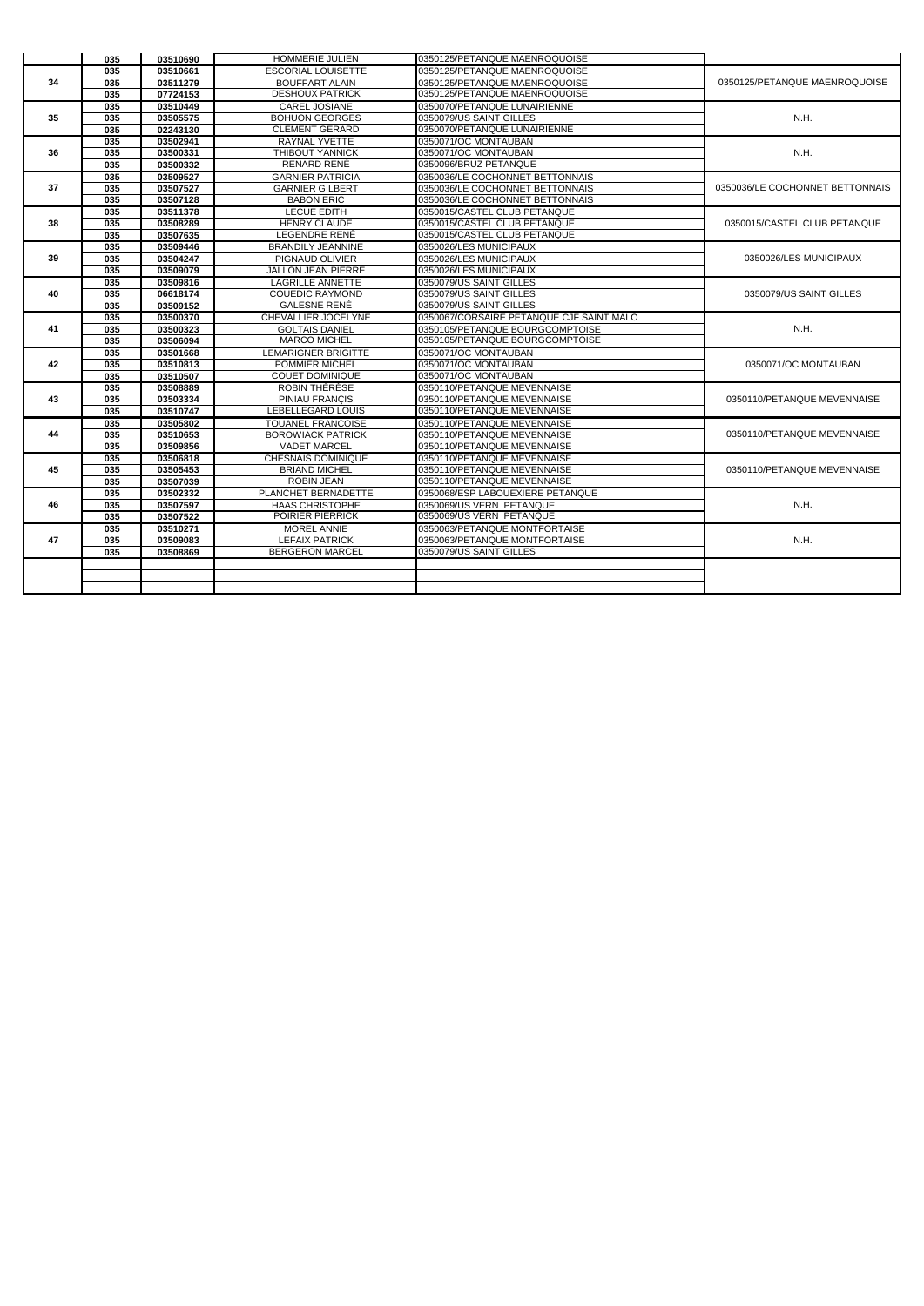| | | | | | |
|---|---|---|---|---|---|
| | 035 | 03510690 | HOMMERIE JULIEN | 0350125/PETANQUE MAENROQUOISE | |
| 34 | 035 | 03510661 | ESCORIAL LOUISETTE | 0350125/PETANQUE MAENROQUOISE | 0350125/PETANQUE MAENROQUOISE |
| | 035 | 03511279 | BOUFFART ALAIN | 0350125/PETANQUE MAENROQUOISE | |
| | 035 | 07724153 | DESHOUX PATRICK | 0350125/PETANQUE MAENROQUOISE | |
| 35 | 035 | 03510449 | CAREL JOSIANE | 0350070/PETANQUE LUNAIRIENNE | N.H. |
| | 035 | 03505575 | BOHUON GEORGES | 0350079/US SAINT GILLES | |
| | 035 | 02243130 | CLEMENT GÉRARD | 0350070/PETANQUE LUNAIRIENNE | |
| 36 | 035 | 03502941 | RAYNAL YVETTE | 0350071/OC MONTAUBAN | N.H. |
| | 035 | 03500331 | THIBOUT YANNICK | 0350071/OC MONTAUBAN | |
| | 035 | 03500332 | RENARD RENÉ | 0350096/BRUZ PETANQUE | |
| 37 | 035 | 03509527 | GARNIER PATRICIA | 0350036/LE COCHONNET BETTONNAIS | 0350036/LE COCHONNET BETTONNAIS |
| | 035 | 03507527 | GARNIER GILBERT | 0350036/LE COCHONNET BETTONNAIS | |
| | 035 | 03507128 | BABON ERIC | 0350036/LE COCHONNET BETTONNAIS | |
| 38 | 035 | 03511378 | LECUE EDITH | 0350015/CASTEL CLUB PETANQUE | 0350015/CASTEL CLUB PETANQUE |
| | 035 | 03508289 | HENRY CLAUDE | 0350015/CASTEL CLUB PETANQUE | |
| | 035 | 03507635 | LEGENDRE RENÉ | 0350015/CASTEL CLUB PETANQUE | |
| 39 | 035 | 03509446 | BRANDILY JEANNINE | 0350026/LES MUNICIPAUX | 0350026/LES MUNICIPAUX |
| | 035 | 03504247 | PIGNAUD OLIVIER | 0350026/LES MUNICIPAUX | |
| | 035 | 03509079 | JALLON JEAN PIERRE | 0350026/LES MUNICIPAUX | |
| 40 | 035 | 03509816 | LAGRILLE ANNETTE | 0350079/US SAINT GILLES | 0350079/US SAINT GILLES |
| | 035 | 06618174 | COUEDIC RAYMOND | 0350079/US SAINT GILLES | |
| | 035 | 03509152 | GALESNE RENÉ | 0350079/US SAINT GILLES | |
| 41 | 035 | 03500370 | CHEVALLIER JOCELYNE | 0350067/CORSAIRE PETANQUE CJF SAINT MALO | N.H. |
| | 035 | 03500323 | GOLTAIS DANIEL | 0350105/PETANQUE BOURGCOMPTOISE | |
| | 035 | 03506094 | MARCO MICHEL | 0350105/PETANQUE BOURGCOMPTOISE | |
| 42 | 035 | 03501668 | LEMARIGNER BRIGITTE | 0350071/OC MONTAUBAN | 0350071/OC MONTAUBAN |
| | 035 | 03510813 | POMMIER MICHEL | 0350071/OC MONTAUBAN | |
| | 035 | 03510507 | COUET DOMINIQUE | 0350071/OC MONTAUBAN | |
| 43 | 035 | 03508889 | ROBIN THÉRÈSE | 0350110/PETANQUE MEVENNAISE | 0350110/PETANQUE MEVENNAISE |
| | 035 | 03503334 | PINIAU FRANÇIS | 0350110/PETANQUE MEVENNAISE | |
| | 035 | 03510747 | LEBELLEGARD LOUIS | 0350110/PETANQUE MEVENNAISE | |
| 44 | 035 | 03505802 | TOUANEL FRANCOISE | 0350110/PETANQUE MEVENNAISE | 0350110/PETANQUE MEVENNAISE |
| | 035 | 03510653 | BOROWIACK PATRICK | 0350110/PETANQUE MEVENNAISE | |
| | 035 | 03509856 | VADET MARCEL | 0350110/PETANQUE MEVENNAISE | |
| 45 | 035 | 03506818 | CHESNAIS DOMINIQUE | 0350110/PETANQUE MEVENNAISE | 0350110/PETANQUE MEVENNAISE |
| | 035 | 03505453 | BRIAND MICHEL | 0350110/PETANQUE MEVENNAISE | |
| | 035 | 03507039 | ROBIN JEAN | 0350110/PETANQUE MEVENNAISE | |
| 46 | 035 | 03502332 | PLANCHET BERNADETTE | 0350068/ESP LABOUEXIERE PETANQUE | N.H. |
| | 035 | 03507597 | HAAS CHRISTOPHE | 0350069/US VERN PETANQUE | |
| | 035 | 03507522 | POIRIER PIERRICK | 0350069/US VERN PETANQUE | |
| 47 | 035 | 03510271 | MOREL ANNIE | 0350063/PETANQUE MONTFORTAISE | N.H. |
| | 035 | 03509083 | LEFAIX PATRICK | 0350063/PETANQUE MONTFORTAISE | |
| | 035 | 03508869 | BERGERON MARCEL | 0350079/US SAINT GILLES | |
| | | | | | |
| | | | | | |
| | | | | | |